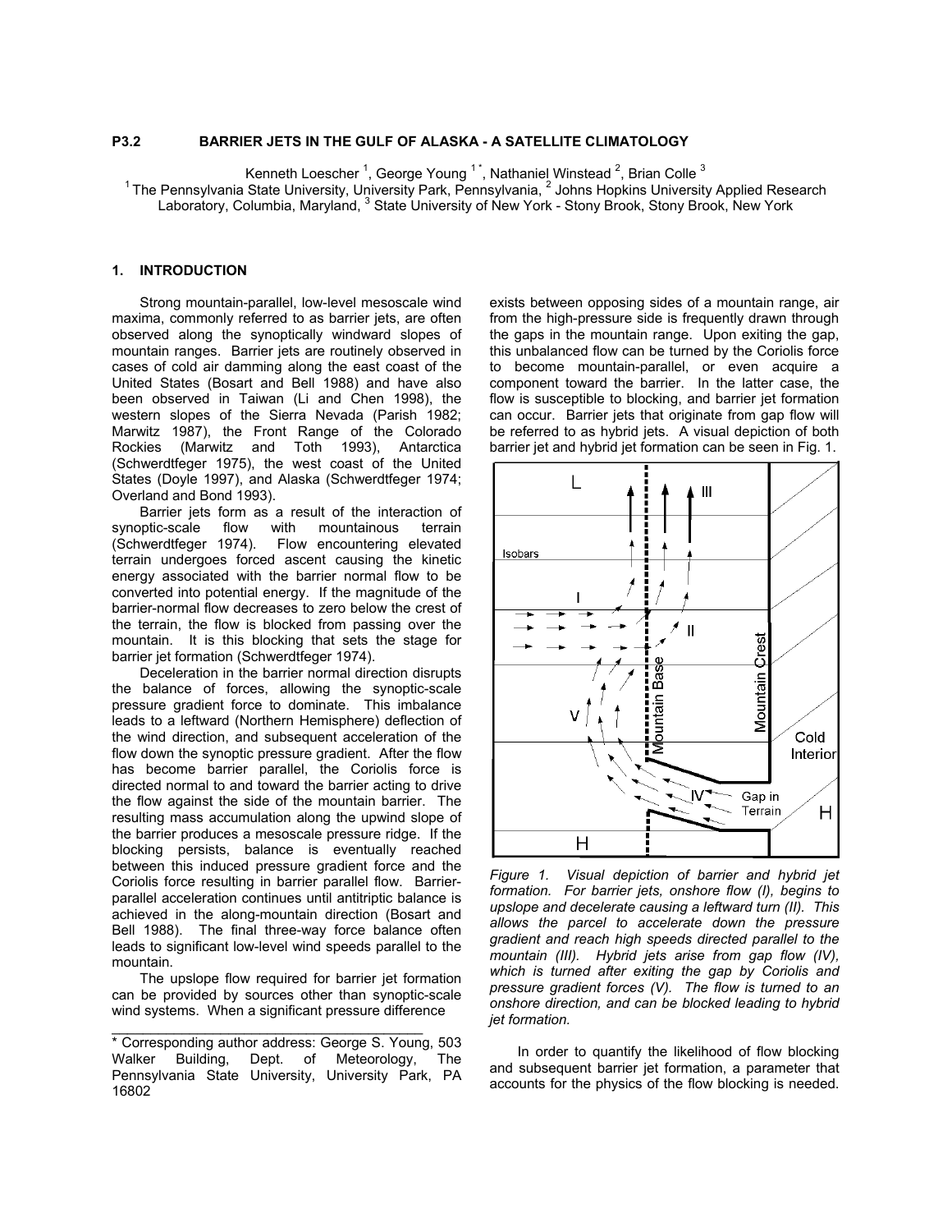## P3.2 BARRIER JETS IN THE GULF OF ALASKA - A SATELLITE CLIMATOLOGY

Kenneth Loescher [1], George Young [1*], Nathaniel Winstead [2], Brian Colle [3]

[1] The Pennsylvania State University, University Park, Pennsylvania, [2] Johns Hopkins University Applied Research Laboratory, Columbia, Maryland, [3] State University of New York - Stony Brook, Stony Brook, New York

### 1. INTRODUCTION

Strong mountain-parallel, low-level mesoscale wind maxima, commonly referred to as barrier jets, are often observed along the synoptically windward slopes of mountain ranges. Barrier jets are routinely observed in cases of cold air damming along the east coast of the United States (Bosart and Bell 1988) and have also been observed in Taiwan (Li and Chen 1998), the western slopes of the Sierra Nevada (Parish 1982; Marwitz 1987), the Front Range of the Colorado Rockies (Marwitz and Toth 1993), Antarctica (Schwerdtfeger 1975), the west coast of the United States (Doyle 1997), and Alaska (Schwerdtfeger 1974; Overland and Bond 1993).

Barrier jets form as a result of the interaction of synoptic-scale flow with mountainous terrain (Schwerdtfeger 1974). Flow encountering elevated terrain undergoes forced ascent causing the kinetic energy associated with the barrier normal flow to be converted into potential energy. If the magnitude of the barrier-normal flow decreases to zero below the crest of the terrain, the flow is blocked from passing over the mountain. It is this blocking that sets the stage for barrier jet formation (Schwerdtfeger 1974).

Deceleration in the barrier normal direction disrupts the balance of forces, allowing the synoptic-scale pressure gradient force to dominate. This imbalance leads to a leftward (Northern Hemisphere) deflection of the wind direction, and subsequent acceleration of the flow down the synoptic pressure gradient. After the flow has become barrier parallel, the Coriolis force is directed normal to and toward the barrier acting to drive the flow against the side of the mountain barrier. The resulting mass accumulation along the upwind slope of the barrier produces a mesoscale pressure ridge. If the blocking persists, balance is eventually reached between this induced pressure gradient force and the Coriolis force resulting in barrier parallel flow. Barrier-parallel acceleration continues until antitriptic balance is achieved in the along-mountain direction (Bosart and Bell 1988). The final three-way force balance often leads to significant low-level wind speeds parallel to the mountain.

The upslope flow required for barrier jet formation can be provided by sources other than synoptic-scale wind systems. When a significant pressure difference exists between opposing sides of a mountain range, air from the high-pressure side is frequently drawn through the gaps in the mountain range. Upon exiting the gap, this unbalanced flow can be turned by the Coriolis force to become mountain-parallel, or even acquire a component toward the barrier. In the latter case, the flow is susceptible to blocking, and barrier jet formation can occur. Barrier jets that originate from gap flow will be referred to as hybrid jets. A visual depiction of both barrier jet and hybrid jet formation can be seen in Fig. 1.

*Figure 1. Visual depiction of barrier and hybrid jet formation. For barrier jets, onshore flow (I), begins to upslope and decelerate causing a leftward turn (II). This allows the parcel to accelerate down the pressure gradient and reach high speeds directed parallel to the mountain (III). Hybrid jets arise from gap flow (IV), which is turned after exiting the gap by Coriolis and pressure gradient forces (V). The flow is turned to an onshore direction, and can be blocked leading to hybrid jet formation.*

In order to quantify the likelihood of flow blocking and subsequent barrier jet formation, a parameter that accounts for the physics of the flow blocking is needed.

---

* Corresponding author address: George S. Young, 503 Walker Building, Dept. of Meteorology, The Pennsylvania State University, University Park, PA 16802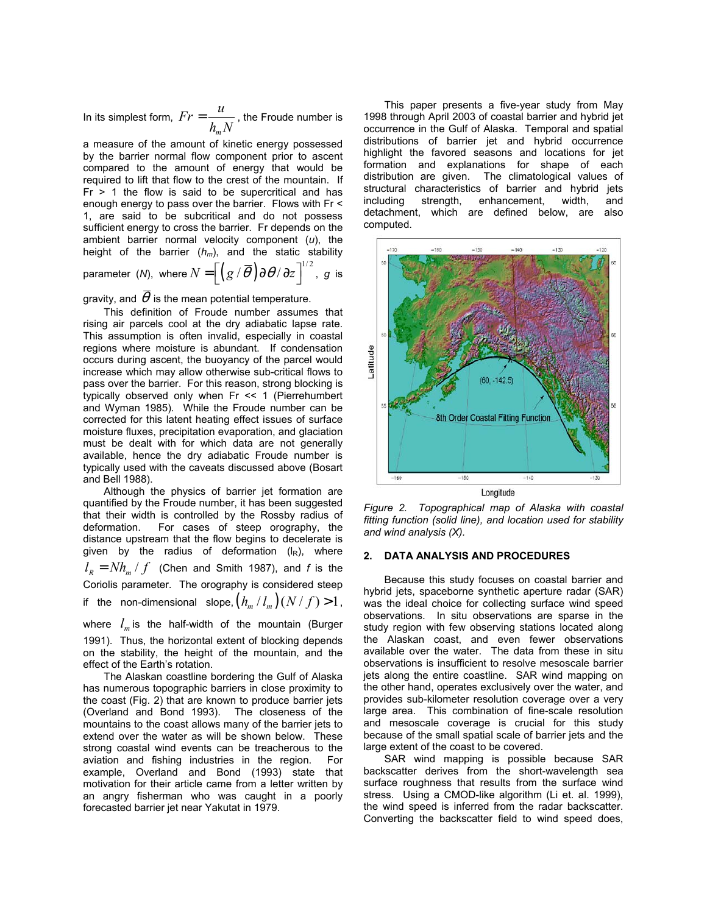In its simplest form, $Fr = \frac{u}{h_m N}$, the Froude number is a measure of the amount of kinetic energy possessed by the barrier normal flow component prior to ascent compared to the amount of energy that would be required to lift that flow to the crest of the mountain. If Fr > 1 the flow is said to be supercritical and has enough energy to pass over the barrier. Flows with Fr < 1, are said to be subcritical and do not possess sufficient energy to cross the barrier. Fr depends on the ambient barrier normal velocity component ($u$), the height of the barrier ($h_m$), and the static stability parameter ($N$), where $N = \left[ \left( g / \overline{\theta} \right) \partial \theta / \partial z \right]^{1/2}$, $g$ is gravity, and $\overline{\theta}$ is the mean potential temperature.

This definition of Froude number assumes that rising air parcels cool at the dry adiabatic lapse rate. This assumption is often invalid, especially in coastal regions where moisture is abundant. If condensation occurs during ascent, the buoyancy of the parcel would increase which may allow otherwise sub-critical flows to pass over the barrier. For this reason, strong blocking is typically observed only when Fr << 1 (Pierrehumbert and Wyman 1985). While the Froude number can be corrected for this latent heating effect issues of surface moisture fluxes, precipitation evaporation, and glaciation must be dealt with for which data are not generally available, hence the dry adiabatic Froude number is typically used with the caveats discussed above (Bosart and Bell 1988).

Although the physics of barrier jet formation are quantified by the Froude number, it has been suggested that their width is controlled by the Rossby radius of deformation. For cases of steep orography, the distance upstream that the flow begins to decelerate is given by the radius of deformation ($l_R$), where $l_R = Nh_m / f$ (Chen and Smith 1987), and $f$ is the Coriolis parameter. The orography is considered steep if the non-dimensional slope, $\left( h_m / l_m \right)(N / f) > 1$, where $l_m$ is the half-width of the mountain (Burger 1991). Thus, the horizontal extent of blocking depends on the stability, the height of the mountain, and the effect of the Earth's rotation.

The Alaskan coastline bordering the Gulf of Alaska has numerous topographic barriers in close proximity to the coast (Fig. 2) that are known to produce barrier jets (Overland and Bond 1993). The closeness of the mountains to the coast allows many of the barrier jets to extend over the water as will be shown below. These strong coastal wind events can be treacherous to the aviation and fishing industries in the region. For example, Overland and Bond (1993) state that motivation for their article came from a letter written by an angry fisherman who was caught in a poorly forecasted barrier jet near Yakutat in 1979.

This paper presents a five-year study from May 1998 through April 2003 of coastal barrier and hybrid jet occurrence in the Gulf of Alaska. Temporal and spatial distributions of barrier jet and hybrid occurrence highlight the favored seasons and locations for jet formation and explanations for shape of each distribution are given. The climatological values of structural characteristics of barrier and hybrid jets including strength, enhancement, width, and detachment, which are defined below, are also computed.

*Figure 2. Topographical map of Alaska with coastal fitting function (solid line), and location used for stability and wind analysis (X).*

## 2. DATA ANALYSIS AND PROCEDURES

Because this study focuses on coastal barrier and hybrid jets, spaceborne synthetic aperture radar (SAR) was the ideal choice for collecting surface wind speed observations. In situ observations are sparse in the study region with few observing stations located along the Alaskan coast, and even fewer observations available over the water. The data from these in situ observations is insufficient to resolve mesoscale barrier jets along the entire coastline. SAR wind mapping on the other hand, operates exclusively over the water, and provides sub-kilometer resolution coverage over a very large area. This combination of fine-scale resolution and mesoscale coverage is crucial for this study because of the small spatial scale of barrier jets and the large extent of the coast to be covered.

SAR wind mapping is possible because SAR backscatter derives from the short-wavelength sea surface roughness that results from the surface wind stress. Using a CMOD-like algorithm (Li et. al. 1999), the wind speed is inferred from the radar backscatter. Converting the backscatter field to wind speed does,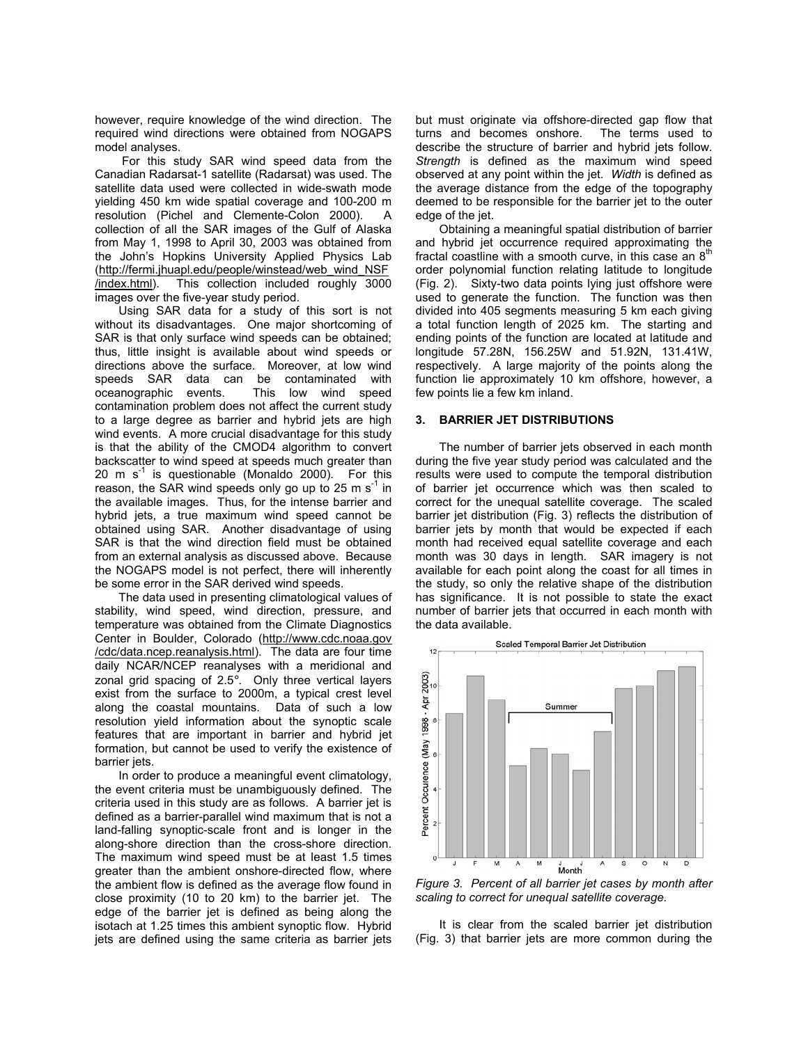however, require knowledge of the wind direction. The required wind directions were obtained from NOGAPS model analyses.

For this study SAR wind speed data from the Canadian Radarsat-1 satellite (Radarsat) was used. The satellite data used were collected in wide-swath mode yielding 450 km wide spatial coverage and 100-200 m resolution (Pichel and Clemente-Colon 2000). A collection of all the SAR images of the Gulf of Alaska from May 1, 1998 to April 30, 2003 was obtained from the John's Hopkins University Applied Physics Lab (http://fermi.jhuapl.edu/people/winstead/web_wind_NSF/index.html). This collection included roughly 3000 images over the five-year study period.

Using SAR data for a study of this sort is not without its disadvantages. One major shortcoming of SAR is that only surface wind speeds can be obtained; thus, little insight is available about wind speeds or directions above the surface. Moreover, at low wind speeds SAR data can be contaminated with oceanographic events. This low wind speed contamination problem does not affect the current study to a large degree as barrier and hybrid jets are high wind events. A more crucial disadvantage for this study is that the ability of the CMOD4 algorithm to convert backscatter to wind speed at speeds much greater than 20 m s$^{-1}$ is questionable (Monaldo 2000). For this reason, the SAR wind speeds only go up to 25 m s$^{-1}$ in the available images. Thus, for the intense barrier and hybrid jets, a true maximum wind speed cannot be obtained using SAR. Another disadvantage of using SAR is that the wind direction field must be obtained from an external analysis as discussed above. Because the NOGAPS model is not perfect, there will inherently be some error in the SAR derived wind speeds.

The data used in presenting climatological values of stability, wind speed, wind direction, pressure, and temperature was obtained from the Climate Diagnostics Center in Boulder, Colorado (http://www.cdc.noaa.gov/cdc/data.ncep.reanalysis.html). The data are four time daily NCAR/NCEP reanalyses with a meridional and zonal grid spacing of 2.5°. Only three vertical layers exist from the surface to 2000m, a typical crest level along the coastal mountains. Data of such a low resolution yield information about the synoptic scale features that are important in barrier and hybrid jet formation, but cannot be used to verify the existence of barrier jets.

In order to produce a meaningful event climatology, the event criteria must be unambiguously defined. The criteria used in this study are as follows. A barrier jet is defined as a barrier-parallel wind maximum that is not a land-falling synoptic-scale front and is longer in the along-shore direction than the cross-shore direction. The maximum wind speed must be at least 1.5 times greater than the ambient onshore-directed flow, where the ambient flow is defined as the average flow found in close proximity (10 to 20 km) to the barrier jet. The edge of the barrier jet is defined as being along the isotach at 1.25 times this ambient synoptic flow. Hybrid jets are defined using the same criteria as barrier jets but must originate via offshore-directed gap flow that turns and becomes onshore. The terms used to describe the structure of barrier and hybrid jets follow. *Strength* is defined as the maximum wind speed observed at any point within the jet. *Width* is defined as the average distance from the edge of the topography deemed to be responsible for the barrier jet to the outer edge of the jet.

Obtaining a meaningful spatial distribution of barrier and hybrid jet occurrence required approximating the fractal coastline with a smooth curve, in this case an 8$^{th}$ order polynomial function relating latitude to longitude (Fig. 2). Sixty-two data points lying just offshore were used to generate the function. The function was then divided into 405 segments measuring 5 km each giving a total function length of 2025 km. The starting and ending points of the function are located at latitude and longitude 57.28N, 156.25W and 51.92N, 131.41W, respectively. A large majority of the points along the function lie approximately 10 km offshore, however, a few points lie a few km inland.

## 3. BARRIER JET DISTRIBUTIONS

The number of barrier jets observed in each month during the five year study period was calculated and the results were used to compute the temporal distribution of barrier jet occurrence which was then scaled to correct for the unequal satellite coverage. The scaled barrier jet distribution (Fig. 3) reflects the distribution of barrier jets by month that would be expected if each month had received equal satellite coverage and each month was 30 days in length. SAR imagery is not available for each point along the coast for all times in the study, so only the relative shape of the distribution has significance. It is not possible to state the exact number of barrier jets that occurred in each month with the data available.

*Figure 3. Percent of all barrier jet cases by month after scaling to correct for unequal satellite coverage.*

It is clear from the scaled barrier jet distribution (Fig. 3) that barrier jets are more common during the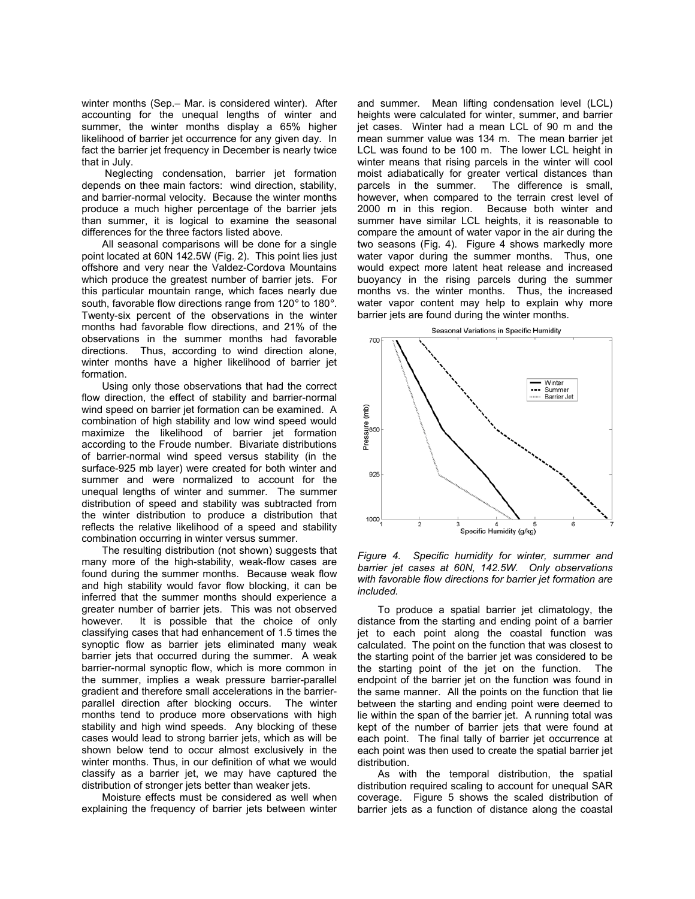winter months (Sep.– Mar. is considered winter). After accounting for the unequal lengths of winter and summer, the winter months display a 65% higher likelihood of barrier jet occurrence for any given day. In fact the barrier jet frequency in December is nearly twice that in July.

Neglecting condensation, barrier jet formation depends on thee main factors: wind direction, stability, and barrier-normal velocity. Because the winter months produce a much higher percentage of the barrier jets than summer, it is logical to examine the seasonal differences for the three factors listed above.

All seasonal comparisons will be done for a single point located at 60N 142.5W (Fig. 2). This point lies just offshore and very near the Valdez-Cordova Mountains which produce the greatest number of barrier jets. For this particular mountain range, which faces nearly due south, favorable flow directions range from 120° to 180°. Twenty-six percent of the observations in the winter months had favorable flow directions, and 21% of the observations in the summer months had favorable directions. Thus, according to wind direction alone, winter months have a higher likelihood of barrier jet formation.

Using only those observations that had the correct flow direction, the effect of stability and barrier-normal wind speed on barrier jet formation can be examined. A combination of high stability and low wind speed would maximize the likelihood of barrier jet formation according to the Froude number. Bivariate distributions of barrier-normal wind speed versus stability (in the surface-925 mb layer) were created for both winter and summer and were normalized to account for the unequal lengths of winter and summer. The summer distribution of speed and stability was subtracted from the winter distribution to produce a distribution that reflects the relative likelihood of a speed and stability combination occurring in winter versus summer.

The resulting distribution (not shown) suggests that many more of the high-stability, weak-flow cases are found during the summer months. Because weak flow and high stability would favor flow blocking, it can be inferred that the summer months should experience a greater number of barrier jets. This was not observed however. It is possible that the choice of only classifying cases that had enhancement of 1.5 times the synoptic flow as barrier jets eliminated many weak barrier jets that occurred during the summer. A weak barrier-normal synoptic flow, which is more common in the summer, implies a weak pressure barrier-parallel gradient and therefore small accelerations in the barrier-parallel direction after blocking occurs. The winter months tend to produce more observations with high stability and high wind speeds. Any blocking of these cases would lead to strong barrier jets, which as will be shown below tend to occur almost exclusively in the winter months. Thus, in our definition of what we would classify as a barrier jet, we may have captured the distribution of stronger jets better than weaker jets.

Moisture effects must be considered as well when explaining the frequency of barrier jets between winter and summer. Mean lifting condensation level (LCL) heights were calculated for winter, summer, and barrier jet cases. Winter had a mean LCL of 90 m and the mean summer value was 134 m. The mean barrier jet LCL was found to be 100 m. The lower LCL height in winter means that rising parcels in the winter will cool moist adiabatically for greater vertical distances than parcels in the summer. The difference is small, however, when compared to the terrain crest level of 2000 m in this region. Because both winter and summer have similar LCL heights, it is reasonable to compare the amount of water vapor in the air during the two seasons (Fig. 4). Figure 4 shows markedly more water vapor during the summer months. Thus, one would expect more latent heat release and increased buoyancy in the rising parcels during the summer months vs. the winter months. Thus, the increased water vapor content may help to explain why more barrier jets are found during the winter months.

*Figure 4. Specific humidity for winter, summer and barrier jet cases at 60N, 142.5W. Only observations with favorable flow directions for barrier jet formation are included.*

To produce a spatial barrier jet climatology, the distance from the starting and ending point of a barrier jet to each point along the coastal function was calculated. The point on the function that was closest to the starting point of the barrier jet was considered to be the starting point of the jet on the function. The endpoint of the barrier jet on the function was found in the same manner. All the points on the function that lie between the starting and ending point were deemed to lie within the span of the barrier jet. A running total was kept of the number of barrier jets that were found at each point. The final tally of barrier jet occurrence at each point was then used to create the spatial barrier jet distribution.

As with the temporal distribution, the spatial distribution required scaling to account for unequal SAR coverage. Figure 5 shows the scaled distribution of barrier jets as a function of distance along the coastal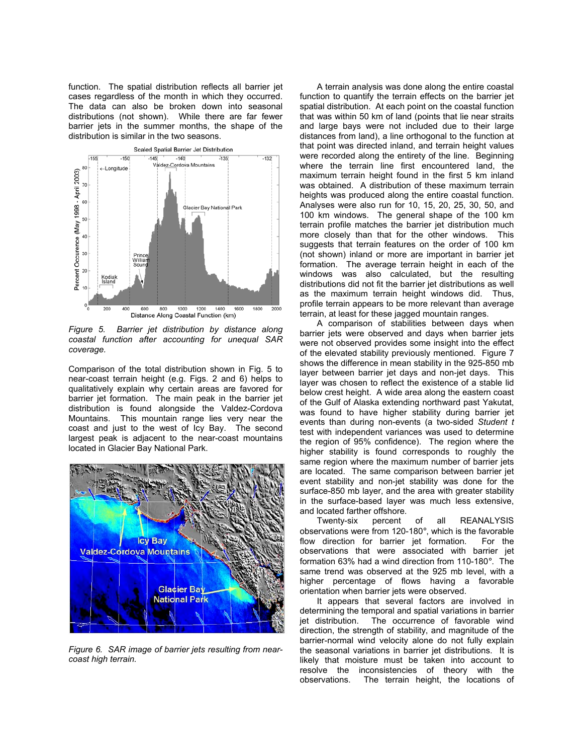function. The spatial distribution reflects all barrier jet cases regardless of the month in which they occurred. The data can also be broken down into seasonal distributions (not shown). While there are far fewer barrier jets in the summer months, the shape of the distribution is similar in the two seasons.

*Figure 5. Barrier jet distribution by distance along coastal function after accounting for unequal SAR coverage.*

Comparison of the total distribution shown in Fig. 5 to near-coast terrain height (e.g. Figs. 2 and 6) helps to qualitatively explain why certain areas are favored for barrier jet formation. The main peak in the barrier jet distribution is found alongside the Valdez-Cordova Mountains. This mountain range lies very near the coast and just to the west of Icy Bay. The second largest peak is adjacent to the near-coast mountains located in Glacier Bay National Park.

*Figure 6. SAR image of barrier jets resulting from near-coast high terrain.*

A terrain analysis was done along the entire coastal function to quantify the terrain effects on the barrier jet spatial distribution. At each point on the coastal function that was within 50 km of land (points that lie near straits and large bays were not included due to their large distances from land), a line orthogonal to the function at that point was directed inland, and terrain height values were recorded along the entirety of the line. Beginning where the terrain line first encountered land, the maximum terrain height found in the first 5 km inland was obtained. A distribution of these maximum terrain heights was produced along the entire coastal function. Analyses were also run for 10, 15, 20, 25, 30, 50, and 100 km windows. The general shape of the 100 km terrain profile matches the barrier jet distribution much more closely than that for the other windows. This suggests that terrain features on the order of 100 km (not shown) inland or more are important in barrier jet formation. The average terrain height in each of the windows was also calculated, but the resulting distributions did not fit the barrier jet distributions as well as the maximum terrain height windows did. Thus, profile terrain appears to be more relevant than average terrain, at least for these jagged mountain ranges.

A comparison of stabilities between days when barrier jets were observed and days when barrier jets were not observed provides some insight into the effect of the elevated stability previously mentioned. Figure 7 shows the difference in mean stability in the 925-850 mb layer between barrier jet days and non-jet days. This layer was chosen to reflect the existence of a stable lid below crest height. A wide area along the eastern coast of the Gulf of Alaska extending northward past Yakutat, was found to have higher stability during barrier jet events than during non-events (a two-sided *Student t* test with independent variances was used to determine the region of 95% confidence). The region where the higher stability is found corresponds to roughly the same region where the maximum number of barrier jets are located. The same comparison between barrier jet event stability and non-jet stability was done for the surface-850 mb layer, and the area with greater stability in the surface-based layer was much less extensive, and located farther offshore.

Twenty-six percent of all REANALYSIS observations were from 120-180°, which is the favorable flow direction for barrier jet formation. For the observations that were associated with barrier jet formation 63% had a wind direction from 110-180°. The same trend was observed at the 925 mb level, with a higher percentage of flows having a favorable orientation when barrier jets were observed.

It appears that several factors are involved in determining the temporal and spatial variations in barrier jet distribution. The occurrence of favorable wind direction, the strength of stability, and magnitude of the barrier-normal wind velocity alone do not fully explain the seasonal variations in barrier jet distributions. It is likely that moisture must be taken into account to resolve the inconsistencies of theory with the observations. The terrain height, the locations of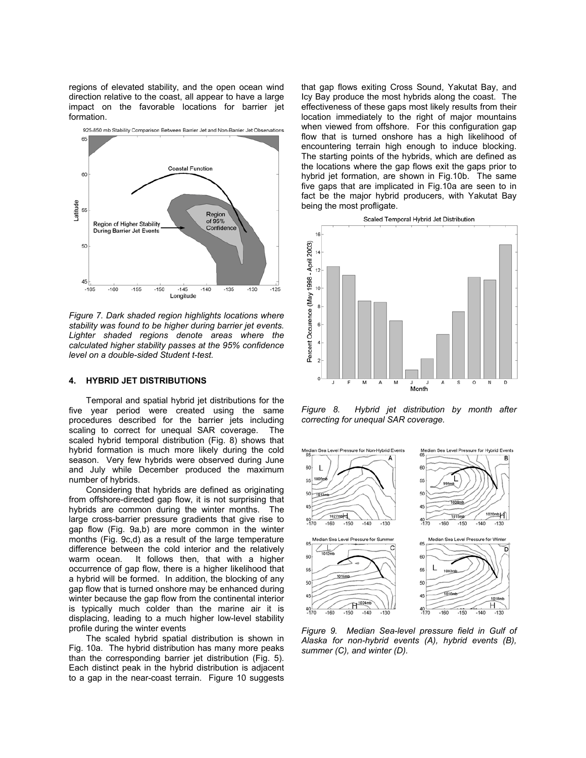regions of elevated stability, and the open ocean wind direction relative to the coast, all appear to have a large impact on the favorable locations for barrier jet formation.

*Figure 7. Dark shaded region highlights locations where stability was found to be higher during barrier jet events. Lighter shaded regions denote areas where the calculated higher stability passes at the 95% confidence level on a double-sided Student t-test.*

## 4. HYBRID JET DISTRIBUTIONS

Temporal and spatial hybrid jet distributions for the five year period were created using the same procedures described for the barrier jets including scaling to correct for unequal SAR coverage. The scaled hybrid temporal distribution (Fig. 8) shows that hybrid formation is much more likely during the cold season. Very few hybrids were observed during June and July while December produced the maximum number of hybrids.

Considering that hybrids are defined as originating from offshore-directed gap flow, it is not surprising that hybrids are common during the winter months. The large cross-barrier pressure gradients that give rise to gap flow (Fig. 9a,b) are more common in the winter months (Fig. 9c,d) as a result of the large temperature difference between the cold interior and the relatively warm ocean. It follows then, that with a higher occurrence of gap flow, there is a higher likelihood that a hybrid will be formed. In addition, the blocking of any gap flow that is turned onshore may be enhanced during winter because the gap flow from the continental interior is typically much colder than the marine air it is displacing, leading to a much higher low-level stability profile during the winter events

The scaled hybrid spatial distribution is shown in Fig. 10a. The hybrid distribution has many more peaks than the corresponding barrier jet distribution (Fig. 5). Each distinct peak in the hybrid distribution is adjacent to a gap in the near-coast terrain. Figure 10 suggests that gap flows exiting Cross Sound, Yakutat Bay, and Icy Bay produce the most hybrids along the coast. The effectiveness of these gaps most likely results from their location immediately to the right of major mountains when viewed from offshore. For this configuration gap flow that is turned onshore has a high likelihood of encountering terrain high enough to induce blocking. The starting points of the hybrids, which are defined as the locations where the gap flows exit the gaps prior to hybrid jet formation, are shown in Fig.10b. The same five gaps that are implicated in Fig.10a are seen to in fact be the major hybrid producers, with Yakutat Bay being the most profligate.

*Figure 8. Hybrid jet distribution by month after correcting for unequal SAR coverage.*

*Figure 9. Median Sea-level pressure field in Gulf of Alaska for non-hybrid events (A), hybrid events (B), summer (C), and winter (D).*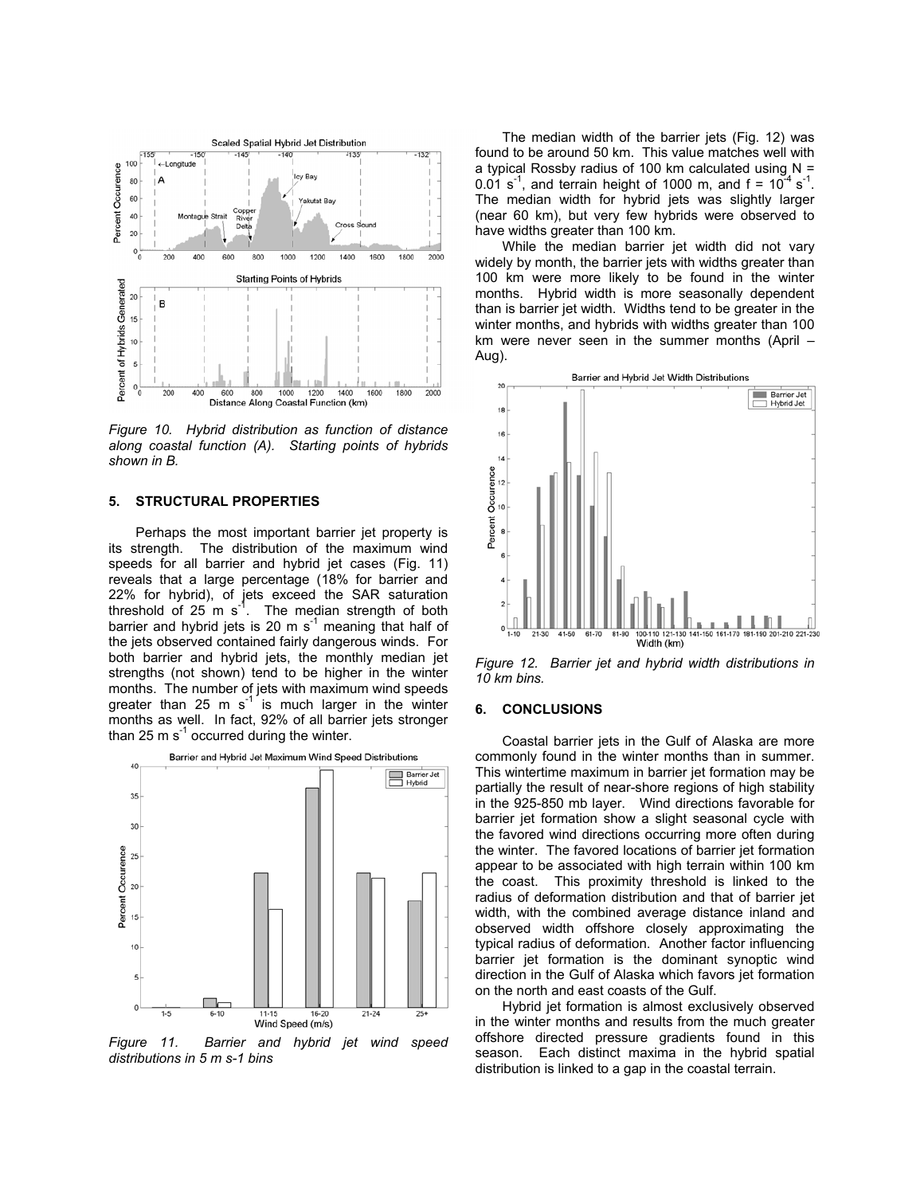Figure 10. Hybrid distribution as function of distance along coastal function (A). Starting points of hybrids shown in B.

## 5. STRUCTURAL PROPERTIES

Perhaps the most important barrier jet property is its strength. The distribution of the maximum wind speeds for all barrier and hybrid jet cases (Fig. 11) reveals that a large percentage (18% for barrier and 22% for hybrid), of jets exceed the SAR saturation threshold of 25 m $s^{-1}$. The median strength of both barrier and hybrid jets is 20 m $s^{-1}$ meaning that half of the jets observed contained fairly dangerous winds. For both barrier and hybrid jets, the monthly median jet strengths (not shown) tend to be higher in the winter months. The number of jets with maximum wind speeds greater than 25 m $s^{-1}$ is much larger in the winter months as well. In fact, 92% of all barrier jets stronger than 25 m $s^{-1}$ occurred during the winter.

*Figure 11. Barrier and hybrid jet wind speed distributions in 5 m s-1 bins*

The median width of the barrier jets (Fig. 12) was found to be around 50 km. This value matches well with a typical Rossby radius of 100 km calculated using N = 0.01 $s^{-1}$, and terrain height of 1000 m, and f = $10^{-4}$ $s^{-1}$. The median width for hybrid jets was slightly larger (near 60 km), but very few hybrids were observed to have widths greater than 100 km.

While the median barrier jet width did not vary widely by month, the barrier jets with widths greater than 100 km were more likely to be found in the winter months. Hybrid width is more seasonally dependent than is barrier jet width. Widths tend to be greater in the winter months, and hybrids with widths greater than 100 km were never seen in the summer months (April – Aug).

*Figure 12. Barrier jet and hybrid width distributions in 10 km bins.*

## 6. CONCLUSIONS

Coastal barrier jets in the Gulf of Alaska are more commonly found in the winter months than in summer. This wintertime maximum in barrier jet formation may be partially the result of near-shore regions of high stability in the 925-850 mb layer. Wind directions favorable for barrier jet formation show a slight seasonal cycle with the favored wind directions occurring more often during the winter. The favored locations of barrier jet formation appear to be associated with high terrain within 100 km the coast. This proximity threshold is linked to the radius of deformation distribution and that of barrier jet width, with the combined average distance inland and observed width offshore closely approximating the typical radius of deformation. Another factor influencing barrier jet formation is the dominant synoptic wind direction in the Gulf of Alaska which favors jet formation on the north and east coasts of the Gulf.

Hybrid jet formation is almost exclusively observed in the winter months and results from the much greater offshore directed pressure gradients found in this season. Each distinct maxima in the hybrid spatial distribution is linked to a gap in the coastal terrain.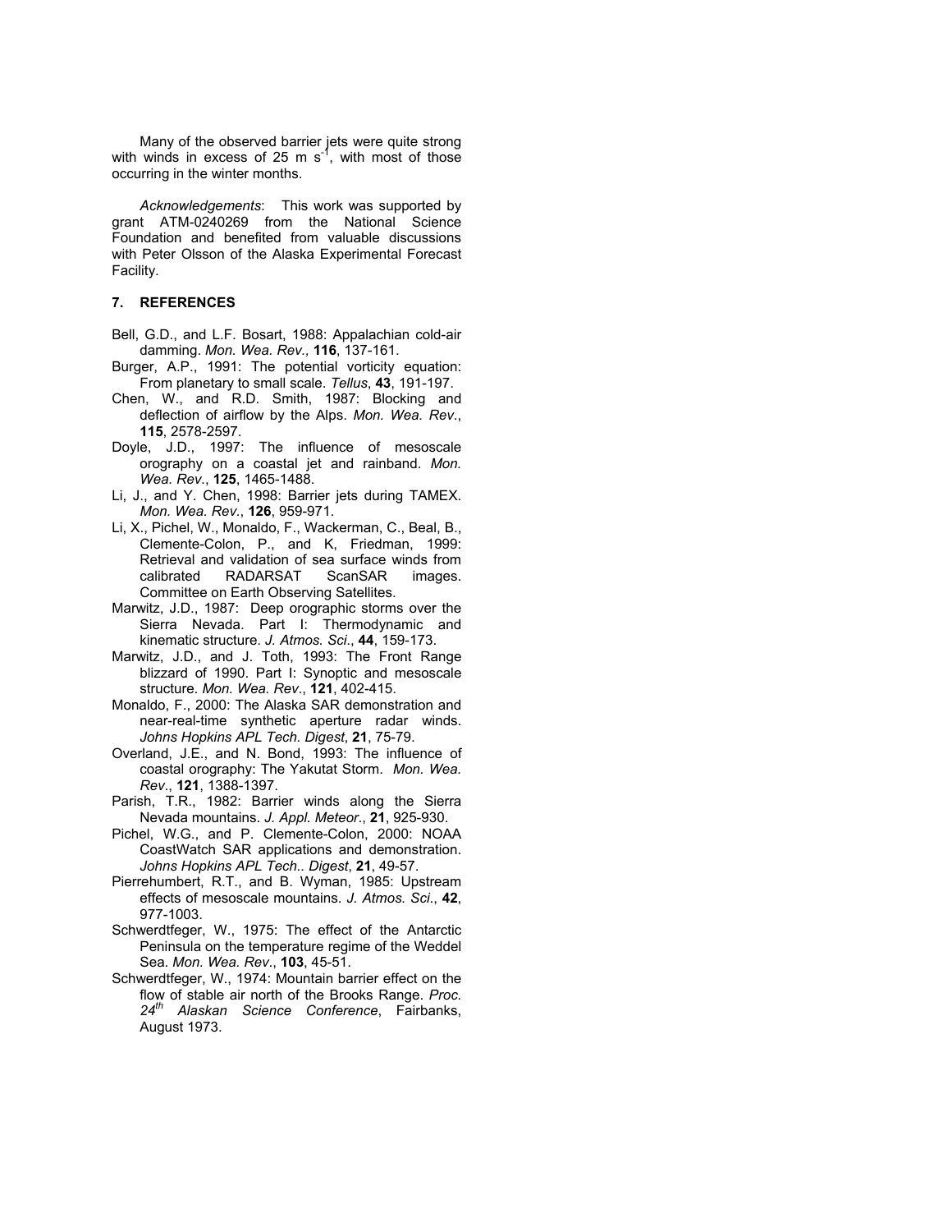Many of the observed barrier jets were quite strong with winds in excess of 25 m $s^{-1}$, with most of those occurring in the winter months.

*Acknowledgements*: This work was supported by grant ATM-0240269 from the National Science Foundation and benefited from valuable discussions with Peter Olsson of the Alaska Experimental Forecast Facility.

## 7. REFERENCES

Bell, G.D., and L.F. Bosart, 1988: Appalachian cold-air damming. *Mon. Wea. Rev.,* **116**, 137-161.

Burger, A.P., 1991: The potential vorticity equation: From planetary to small scale. *Tellus*, **43**, 191-197.

Chen, W., and R.D. Smith, 1987: Blocking and deflection of airflow by the Alps. *Mon. Wea. Rev*., **115**, 2578-2597.

Doyle, J.D., 1997: The influence of mesoscale orography on a coastal jet and rainband. *Mon. Wea. Rev*., **125**, 1465-1488.

Li, J., and Y. Chen, 1998: Barrier jets during TAMEX. *Mon. Wea. Rev*., **126**, 959-971.

Li, X., Pichel, W., Monaldo, F., Wackerman, C., Beal, B., Clemente-Colon, P., and K, Friedman, 1999: Retrieval and validation of sea surface winds from calibrated RADARSAT ScanSAR images. Committee on Earth Observing Satellites.

Marwitz, J.D., 1987: Deep orographic storms over the Sierra Nevada. Part I: Thermodynamic and kinematic structure. *J. Atmos. Sci*., **44**, 159-173.

Marwitz, J.D., and J. Toth, 1993: The Front Range blizzard of 1990. Part I: Synoptic and mesoscale structure. *Mon. Wea. Rev*., **121**, 402-415.

Monaldo, F., 2000: The Alaska SAR demonstration and near-real-time synthetic aperture radar winds. *Johns Hopkins APL Tech. Digest*, **21**, 75-79.

Overland, J.E., and N. Bond, 1993: The influence of coastal orography: The Yakutat Storm. *Mon. Wea. Rev*., **121**, 1388-1397.

Parish, T.R., 1982: Barrier winds along the Sierra Nevada mountains. *J. Appl. Meteor*., **21**, 925-930.

Pichel, W.G., and P. Clemente-Colon, 2000: NOAA CoastWatch SAR applications and demonstration. *Johns Hopkins APL Tech.. Digest*, **21**, 49-57.

Pierrehumbert, R.T., and B. Wyman, 1985: Upstream effects of mesoscale mountains. *J. Atmos. Sci*., **42**, 977-1003.

Schwerdtfeger, W., 1975: The effect of the Antarctic Peninsula on the temperature regime of the Weddel Sea. *Mon. Wea. Rev*., **103**, 45-51.

Schwerdtfeger, W., 1974: Mountain barrier effect on the flow of stable air north of the Brooks Range. *Proc. 24th Alaskan Science Conference*, Fairbanks, August 1973.